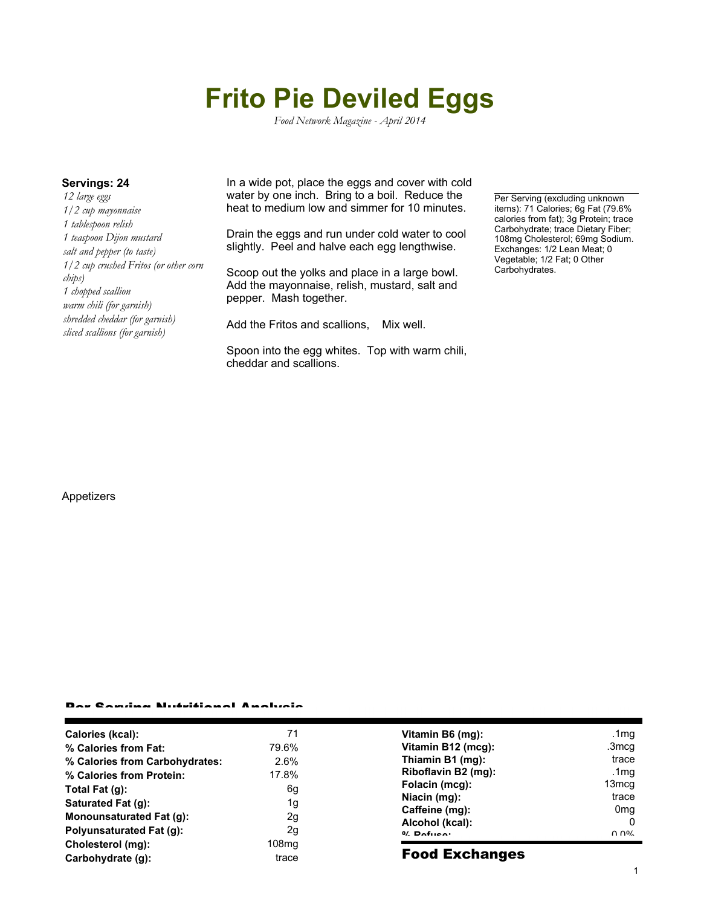# Frito Pie Deviled Eggs

*Food Network Magazine - April 2014*

**Servings: 24**

*12 large eggs*
*1/2 cup mayonnaise*
*1 tablespoon relish*
*1 teaspoon Dijon mustard*
*salt and pepper (to taste)*
*1/2 cup crushed Fritos (or other corn chips)*
*1 chopped scallion*
*warm chili (for garnish)*
*shredded cheddar (for garnish)*
*sliced scallions (for garnish)*

In a wide pot, place the eggs and cover with cold water by one inch. Bring to a boil. Reduce the heat to medium low and simmer for 10 minutes.

Drain the eggs and run under cold water to cool slightly. Peel and halve each egg lengthwise.

Scoop out the yolks and place in a large bowl. Add the mayonnaise, relish, mustard, salt and pepper. Mash together.

Add the Fritos and scallions, Mix well.

Spoon into the egg whites. Top with warm chili, cheddar and scallions.

Per Serving (excluding unknown items): 71 Calories; 6g Fat (79.6% calories from fat); 3g Protein; trace Carbohydrate; trace Dietary Fiber; 108mg Cholesterol; 69mg Sodium. Exchanges: 1/2 Lean Meat; 0 Vegetable; 1/2 Fat; 0 Other Carbohydrates.

Appetizers

## Per Serving Nutritional Analysis

| | | | |
|---|---|---|---|
| **Calories (kcal):** | 71 | **Vitamin B6 (mg):** | .1mg |
| **% Calories from Fat:** | 79.6% | **Vitamin B12 (mcg):** | .3mcg |
| **% Calories from Carbohydrates:** | 2.6% | **Thiamin B1 (mg):** | trace |
| **% Calories from Protein:** | 17.8% | **Riboflavin B2 (mg):** | .1mg |
| **Total Fat (g):** | 6g | **Folacin (mcg):** | 13mcg |
| **Saturated Fat (g):** | 1g | **Niacin (mg):** | trace |
| **Monounsaturated Fat (g):** | 2g | **Caffeine (mg):** | 0mg |
| **Polyunsaturated Fat (g):** | 2g | **Alcohol (kcal):** | 0 |
| **Cholesterol (mg):** | 108mg | **% Refuse:** | 0.0% |
| **Carbohydrate (g):** | trace | | |

## Food Exchanges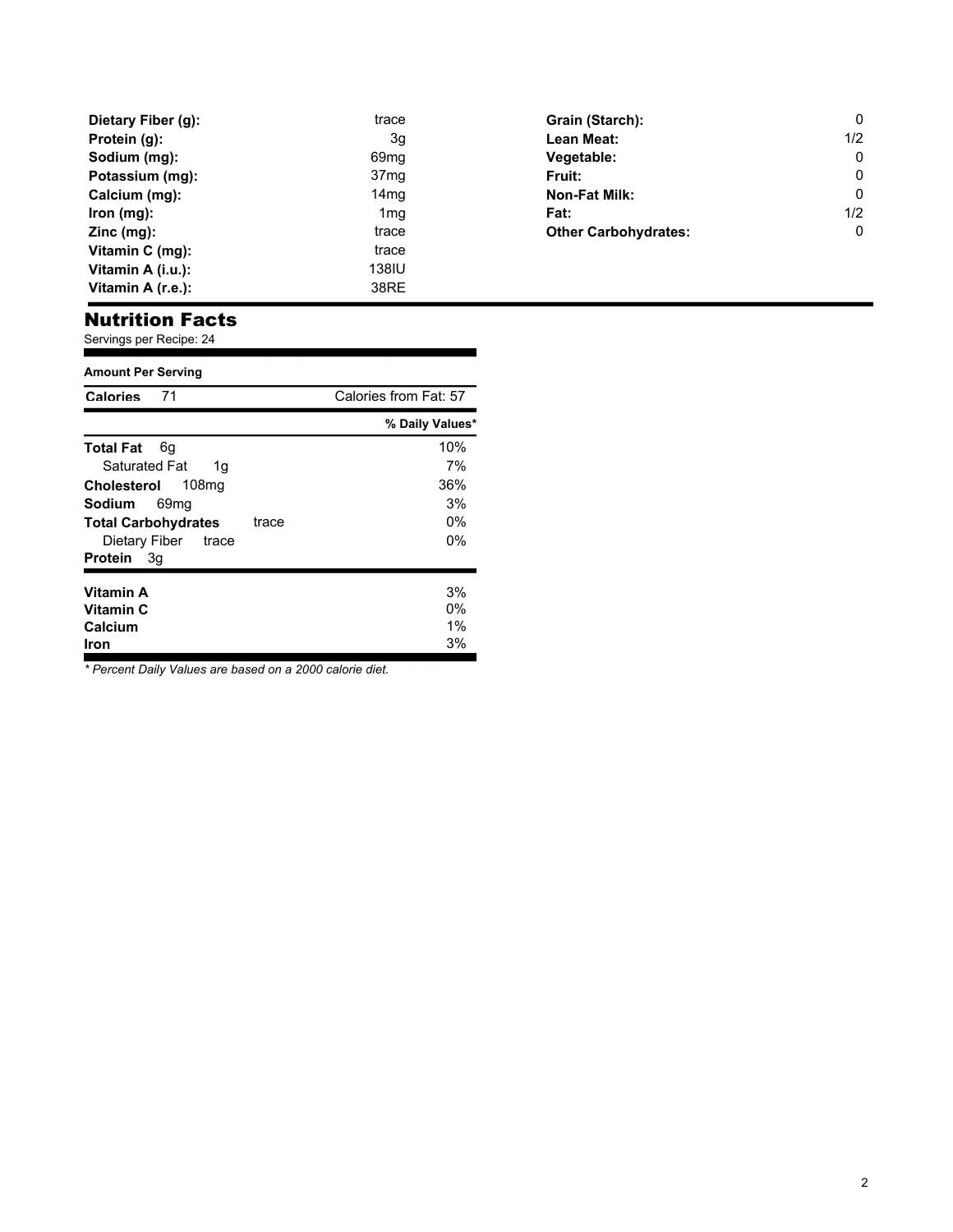| | | | |
|---|---|---|---|
| **Dietary Fiber (g):** | trace | **Grain (Starch):** | 0 |
| **Protein (g):** | 3g | **Lean Meat:** | 1/2 |
| **Sodium (mg):** | 69mg | **Vegetable:** | 0 |
| **Potassium (mg):** | 37mg | **Fruit:** | 0 |
| **Calcium (mg):** | 14mg | **Non-Fat Milk:** | 0 |
| **Iron (mg):** | 1mg | **Fat:** | 1/2 |
| **Zinc (mg):** | trace | **Other Carbohydrates:** | 0 |
| **Vitamin C (mg):** | trace | | |
| **Vitamin A (i.u.):** | 138IU | | |
| **Vitamin A (r.e.):** | 38RE | | |

## Nutrition Facts

Servings per Recipe: 24

**Amount Per Serving**

| **Calories** 71 | Calories from Fat: 57 |
|---|---|
| | **% Daily Values*** |
| **Total Fat** 6g | 10% |
| Saturated Fat 1g | 7% |
| **Cholesterol** 108mg | 36% |
| **Sodium** 69mg | 3% |
| **Total Carbohydrates** trace | 0% |
| Dietary Fiber trace | 0% |
| **Protein** 3g | |
| **Vitamin A** | 3% |
| **Vitamin C** | 0% |
| **Calcium** | 1% |
| **Iron** | 3% |

*\* Percent Daily Values are based on a 2000 calorie diet.*